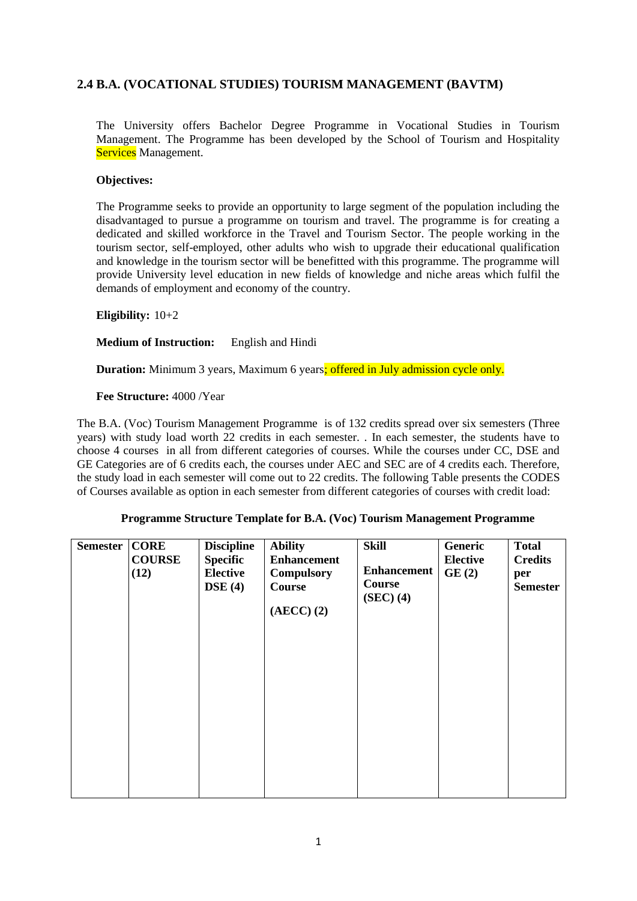## 2.4 B.A. (VOCATIONAL STUDIES) TOURISM MANAGEMENT (BAVTM)

The University offers Bachelor Degree Programme in Vocational Studies in Tourism Management. The Programme has been developed by the School of Tourism and Hospitality Services Management.

**Objectives:**

The Programme seeks to provide an opportunity to large segment of the population including the disadvantaged to pursue a programme on tourism and travel. The programme is for creating a dedicated and skilled workforce in the Travel and Tourism Sector. The people working in the tourism sector, self-employed, other adults who wish to upgrade their educational qualification and knowledge in the tourism sector will be benefitted with this programme. The programme will provide University level education in new fields of knowledge and niche areas which fulfil the demands of employment and economy of the country.

**Eligibility:** 10+2

**Medium of Instruction:** English and Hindi

**Duration:** Minimum 3 years, Maximum 6 years; offered in July admission cycle only.

**Fee Structure:** 4000 /Year

The B.A. (Voc) Tourism Management Programme is of 132 credits spread over six semesters (Three years) with study load worth 22 credits in each semester. . In each semester, the students have to choose 4 courses in all from different categories of courses. While the courses under CC, DSE and GE Categories are of 6 credits each, the courses under AEC and SEC are of 4 credits each. Therefore, the study load in each semester will come out to 22 credits. The following Table presents the CODES of Courses available as option in each semester from different categories of courses with credit load:

**Programme Structure Template for B.A. (Voc) Tourism Management Programme**

| Semester | CORE COURSE (12) | Discipline Specific Elective DSE (4) | Ability Enhancement Compulsory Course (AECC) (2) | Skill Enhancement Course (SEC) (4) | Generic Elective GE (2) | Total Credits per Semester |
|---|---|---|---|---|---|---|
| | | | | | | |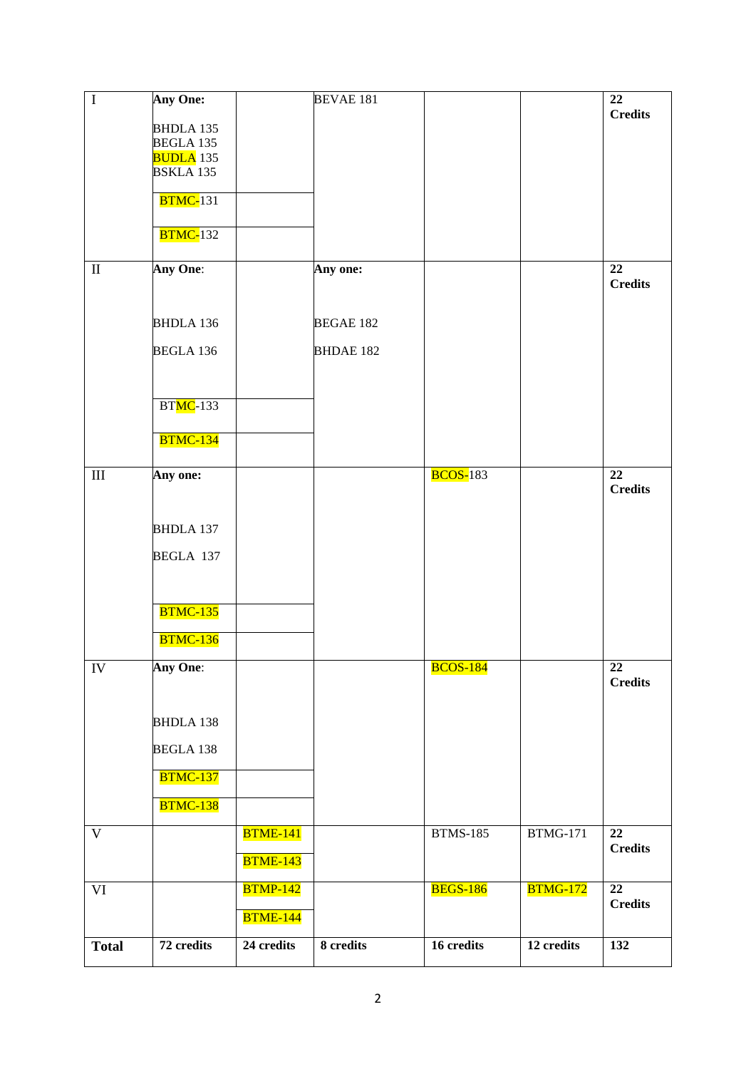| I | Any One:<br><br>BHDLA 135<br>BEGLA 135<br>BUDLA 135<br>BSKLA 135<br><br>BTMC-131<br><br>BTMC-132 | | BEVAE 181 | | | 22 Credits |
|---|---|---|---|---|---|---|
| II | Any One:<br><br>BHDLA 136<br><br>BEGLA 136<br><br>BTMC-133<br><br>BTMC-134 | | Any one:<br><br>BEGAE 182<br><br>BHDAE 182 | | | 22 Credits |
| III | Any one:<br><br>BHDLA 137<br><br>BEGLA 137<br><br>BTMC-135<br><br>BTMC-136 | | | BCOS-183 | | 22 Credits |
| IV | Any One:<br><br>BHDLA 138<br><br>BEGLA 138<br><br>BTMC-137<br><br>BTMC-138 | | | BCOS-184 | | 22 Credits |
| V | | BTME-141<br><br>BTME-143 | | BTMS-185 | BTMG-171 | 22 Credits |
| VI | | BTMP-142<br><br>BTME-144 | | BEGS-186 | BTMG-172 | 22 Credits |
| **Total** | **72 credits** | **24 credits** | **8 credits** | **16 credits** | **12 credits** | **132** |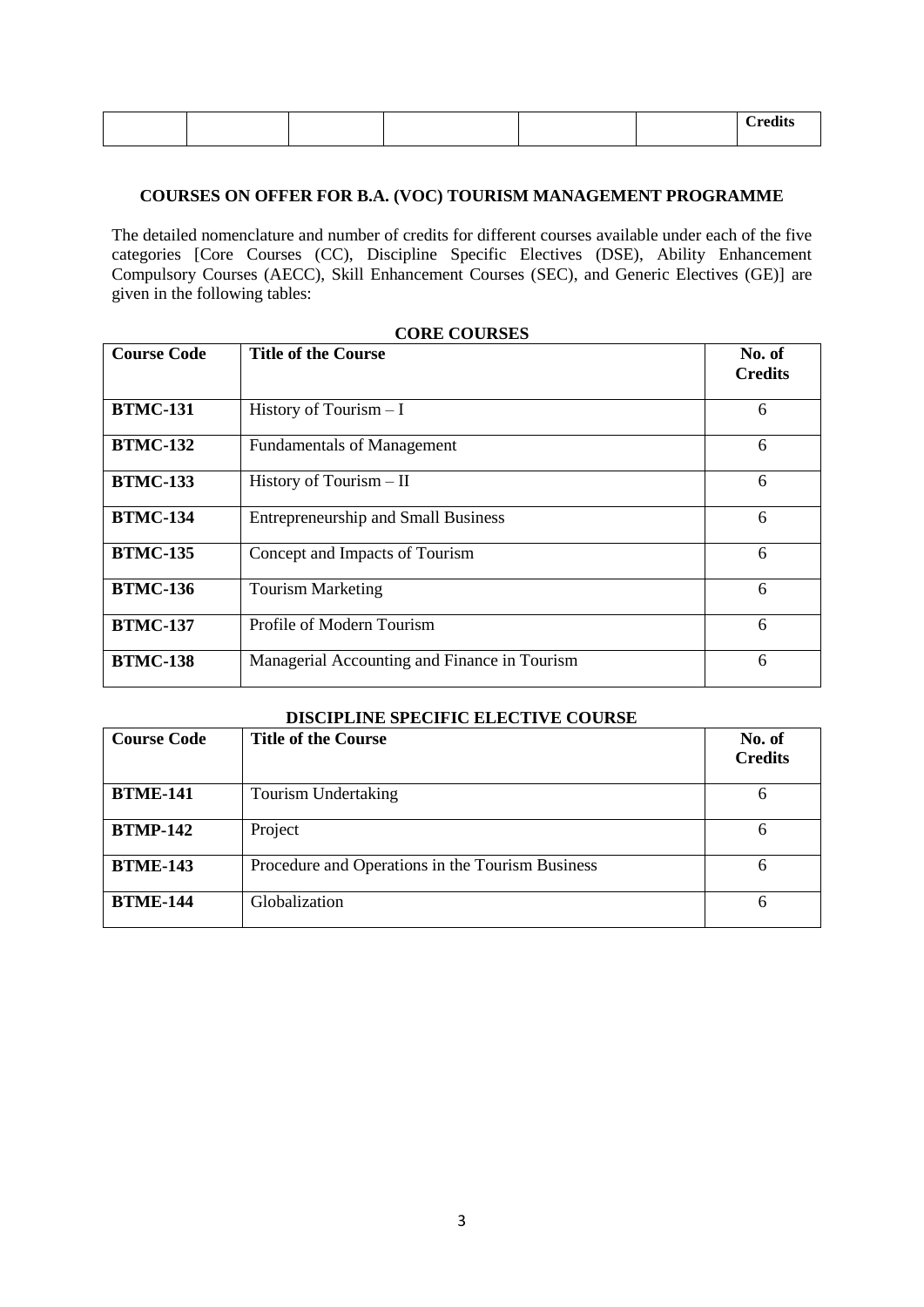| | | | | | | Credits |
|---|---|---|---|---|---|---|

**COURSES ON OFFER FOR B.A. (VOC) TOURISM MANAGEMENT PROGRAMME**

The detailed nomenclature and number of credits for different courses available under each of the five categories [Core Courses (CC), Discipline Specific Electives (DSE), Ability Enhancement Compulsory Courses (AECC), Skill Enhancement Courses (SEC), and Generic Electives (GE)] are given in the following tables:

**CORE COURSES**

| Course Code | Title of the Course | No. of Credits |
|---|---|---|
| **BTMC-131** | History of Tourism – I | 6 |
| **BTMC-132** | Fundamentals of Management | 6 |
| **BTMC-133** | History of Tourism – II | 6 |
| **BTMC-134** | Entrepreneurship and Small Business | 6 |
| **BTMC-135** | Concept and Impacts of Tourism | 6 |
| **BTMC-136** | Tourism Marketing | 6 |
| **BTMC-137** | Profile of Modern Tourism | 6 |
| **BTMC-138** | Managerial Accounting and Finance in Tourism | 6 |

**DISCIPLINE SPECIFIC ELECTIVE COURSE**

| Course Code | Title of the Course | No. of Credits |
|---|---|---|
| **BTME-141** | Tourism Undertaking | 6 |
| **BTMP-142** | Project | 6 |
| **BTME-143** | Procedure and Operations in the Tourism Business | 6 |
| **BTME-144** | Globalization | 6 |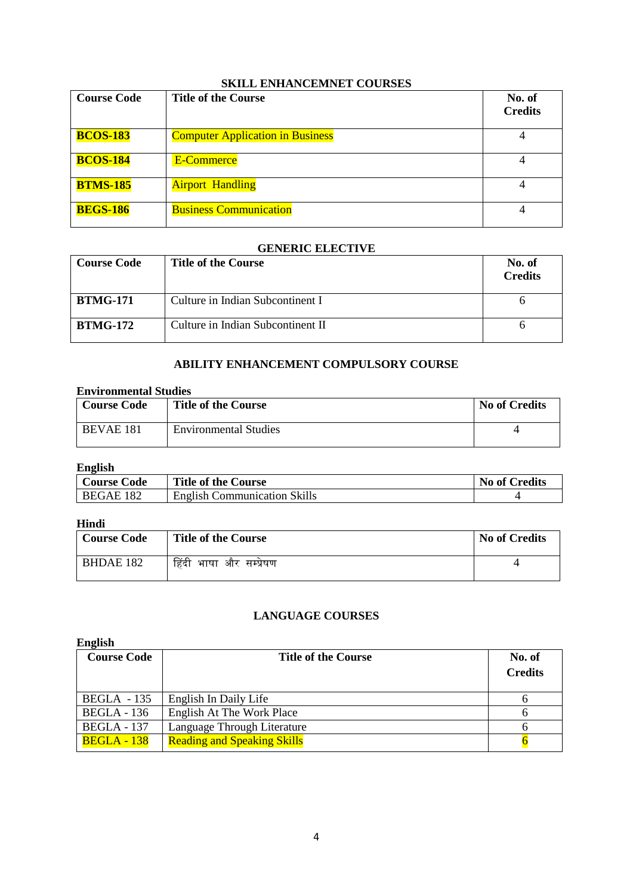## SKILL ENHANCEMNET COURSES

| Course Code | Title of the Course | No. of Credits |
|---|---|---|
| **BCOS-183** | Computer Application in Business | 4 |
| **BCOS-184** | E-Commerce | 4 |
| **BTMS-185** | Airport Handling | 4 |
| **BEGS-186** | Business Communication | 4 |

## GENERIC ELECTIVE

| Course Code | Title of the Course | No. of Credits |
|---|---|---|
| **BTMG-171** | Culture in Indian Subcontinent I | 6 |
| **BTMG-172** | Culture in Indian Subcontinent II | 6 |

## ABILITY ENHANCEMENT COMPULSORY COURSE

**Environmental Studies**

| Course Code | Title of the Course | No of Credits |
|---|---|---|
| BEVAE 181 | Environmental Studies | 4 |

**English**

| Course Code | Title of the Course | No of Credits |
|---|---|---|
| BEGAE 182 | English Communication Skills | 4 |

**Hindi**

| Course Code | Title of the Course | No of Credits |
|---|---|---|
| BHDAE 182 | हिंदी भाषा और सम्प्रेषण | 4 |

## LANGUAGE COURSES

**English**

| Course Code | Title of the Course | No. of Credits |
|---|---|---|
| BEGLA - 135 | English In Daily Life | 6 |
| BEGLA - 136 | English At The Work Place | 6 |
| BEGLA - 137 | Language Through Literature | 6 |
| BEGLA - 138 | Reading and Speaking Skills | 6 |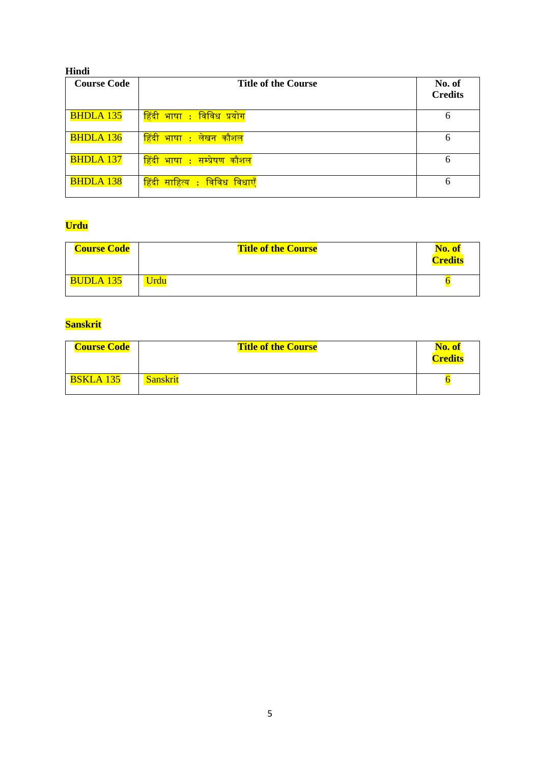**Hindi**

| Course Code | Title of the Course | No. of Credits |
|---|---|---|
| BHDLA 135 | हिंदी भाषा : विविध प्रयोग | 6 |
| BHDLA 136 | हिंदी भाषा : लेखन कौशल | 6 |
| BHDLA 137 | हिंदी भाषा : सम्प्रेषण कौशल | 6 |
| BHDLA 138 | हिंदी साहित्य : विविध विधाएँ | 6 |

**Urdu**

| Course Code | Title of the Course | No. of Credits |
|---|---|---|
| BUDLA 135 | Urdu | 6 |

**Sanskrit**

| Course Code | Title of the Course | No. of Credits |
|---|---|---|
| BSKLA 135 | Sanskrit | 6 |